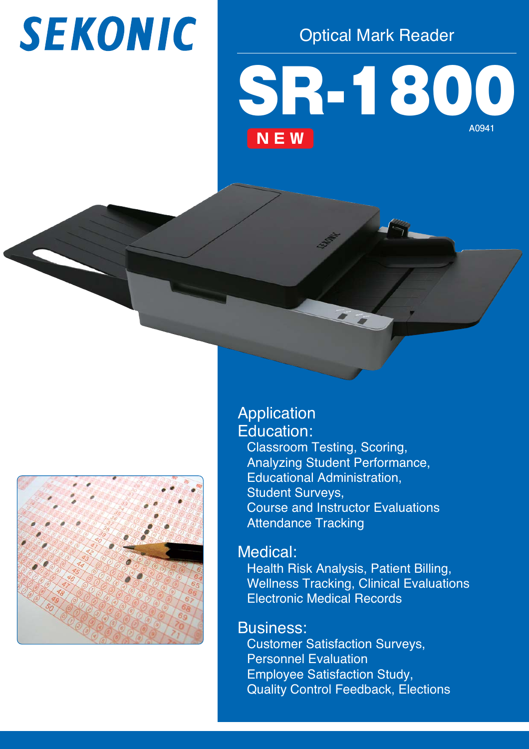# SEKONIC

Optical Mark Reader

# SR-1800

NEW

A0941

## Application

### Education:

Classroom Testing, Scoring,
Analyzing Student Performance,
Educational Administration,
Student Surveys,
Course and Instructor Evaluations
Attendance Tracking

### Medical:

Health Risk Analysis, Patient Billing,
Wellness Tracking, Clinical Evaluations
Electronic Medical Records

### Business:

Customer Satisfaction Surveys,
Personnel Evaluation
Employee Satisfaction Study,
Quality Control Feedback, Elections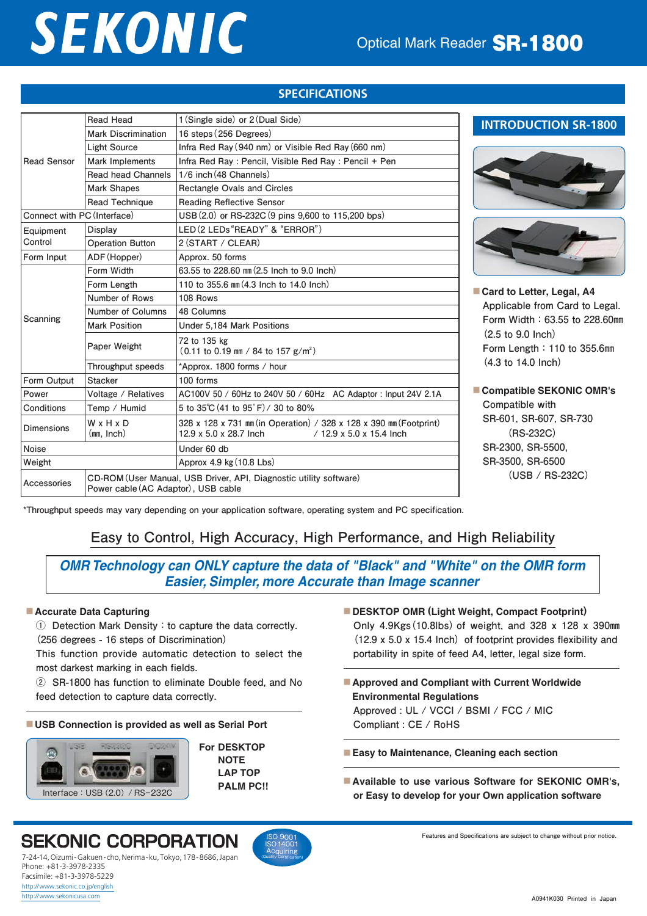# SEKONIC

Optical Mark Reader **SR-1800**

## SPECIFICATIONS

| | | |
|---|---|---|
| Read Sensor | Read Head | 1 (Single side) or 2 (Dual Side) |
| | Mark Discrimination | 16 steps (256 Degrees) |
| | Light Source | Infra Red Ray (940 nm) or Visible Red Ray (660 nm) |
| | Mark Implements | Infra Red Ray : Pencil, Visible Red Ray : Pencil + Pen |
| | Read head Channels | 1/6 inch (48 Channels) |
| | Mark Shapes | Rectangle Ovals and Circles |
| | Read Technique | Reading Reflective Sensor |
| Connect with PC (Interface) | | USB (2.0) or RS-232C (9 pins 9,600 to 115,200 bps) |
| Equipment Control | Display | LED (2 LEDs "READY" & "ERROR") |
| | Operation Button | 2 (START / CLEAR) |
| Form Input | ADF (Hopper) | Approx. 50 forms |
| Scanning | Form Width | 63.55 to 228.60 mm (2.5 Inch to 9.0 Inch) |
| | Form Length | 110 to 355.6 mm (4.3 Inch to 14.0 Inch) |
| | Number of Rows | 108 Rows |
| | Number of Columns | 48 Columns |
| | Mark Position | Under 5,184 Mark Positions |
| | Paper Weight | 72 to 135 kg (0.11 to 0.19 mm / 84 to 157 g/m²) |
| | Throughput speeds | *Approx. 1800 forms / hour |
| Form Output | Stacker | 100 forms |
| Power | Voltage / Relatives | AC100V 50 / 60Hz to 240V 50 / 60Hz AC Adaptor : Input 24V 2.1A |
| Conditions | Temp / Humid | 5 to 35℃ (41 to 95°F) / 30 to 80% |
| Dimensions | W x H x D (mm, Inch) | 328 x 128 x 731 mm (in Operation) / 328 x 128 x 390 mm (Footprint) 12.9 x 5.0 x 28.7 Inch / 12.9 x 5.0 x 15.4 Inch |
| Noise | | Under 60 db |
| Weight | | Approx 4.9 kg (10.8 Lbs) |
| Accessories | CD-ROM (User Manual, USB Driver, API, Diagnostic utility software) Power cable (AC Adaptor), USB cable | |

*Throughput speeds may vary depending on your application software, operating system and PC specification.

## INTRODUCTION SR-1800

- **Card to Letter, Legal, A4**
  Applicable from Card to Legal.
  Form Width : 63.55 to 228.60mm (2.5 to 9.0 Inch)
  Form Length : 110 to 355.6mm (4.3 to 14.0 Inch)

- **Compatible SEKONIC OMR's**
  Compatible with
  SR-601, SR-607, SR-730 (RS-232C)
  SR-2300, SR-5500, SR-3500, SR-6500 (USB / RS-232C)

## Easy to Control, High Accuracy, High Performance, and High Reliability

***OMR Technology can ONLY capture the data of "Black" and "White" on the OMR form***
***Easier, Simpler, more Accurate than Image scanner***

**Accurate Data Capturing**

① Detection Mark Density : to capture the data correctly. (256 degrees - 16 steps of Discrimination)
This function provide automatic detection to select the most darkest marking in each fields.

② SR-1800 has function to eliminate Double feed, and No feed detection to capture data correctly.

**USB Connection is provided as well as Serial Port**

Interface : USB (2.0) / RS-232C

**For DESKTOP**
**NOTE**
**LAP TOP**
**PALM PC!!**

**DESKTOP OMR (Light Weight, Compact Footprint)**

Only 4.9Kgs (10.8lbs) of weight, and 328 x 128 x 390mm (12.9 x 5.0 x 15.4 Inch) of footprint provides flexibility and portability in spite of feed A4, letter, legal size form.

**Approved and Compliant with Current Worldwide Environmental Regulations**

Approved : UL / VCCI / BSMI / FCC / MIC
Compliant : CE / RoHS

**Easy to Maintenance, Cleaning each section**

**Available to use various Software for SEKONIC OMR's, or Easy to develop for your Own application software**

**SEKONIC CORPORATION**

7-24-14, Oizumi-Gakuen-cho, Nerima-ku, Tokyo, 178-8686, Japan
Phone: +81-3-3978-2335
Facsimile: +81-3-3978-5229
http://www.sekonic.co.jp/english
http://www.sekonicusa.com

ISO 9001 ISO 14001 Acquiring (Quality Certification)

Features and Specifications are subject to change without prior notice.

A0941K030 Printed in Japan